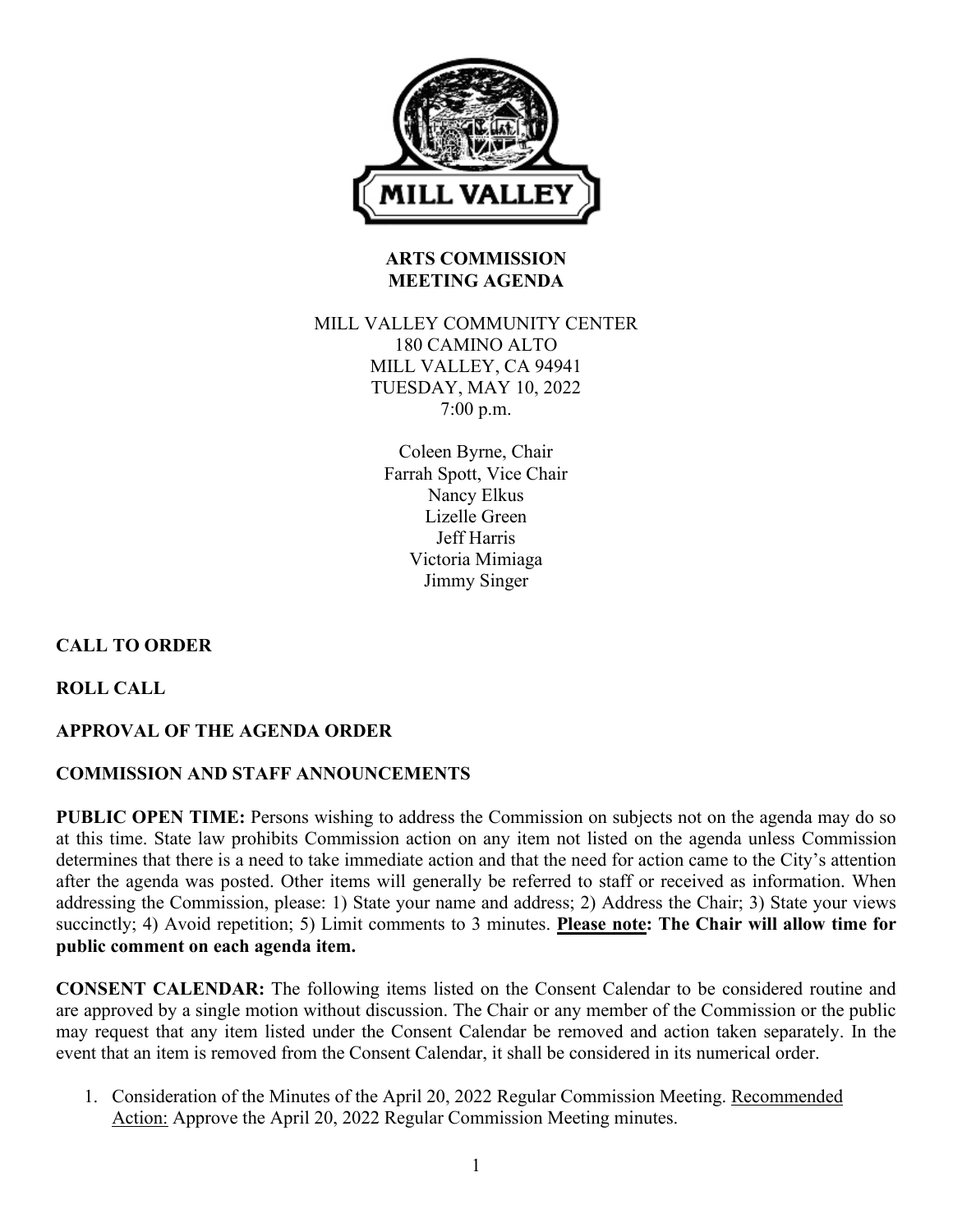# ARTS COMMISSION
# MEETING AGENDA

MILL VALLEY COMMUNITY CENTER
180 CAMINO ALTO
MILL VALLEY, CA 94941
TUESDAY, MAY 10, 2022
7:00 p.m.

Coleen Byrne, Chair
Farrah Spott, Vice Chair
Nancy Elkus
Lizelle Green
Jeff Harris
Victoria Mimiaga
Jimmy Singer

**CALL TO ORDER**

**ROLL CALL**

**APPROVAL OF THE AGENDA ORDER**

**COMMISSION AND STAFF ANNOUNCEMENTS**

**PUBLIC OPEN TIME:** Persons wishing to address the Commission on subjects not on the agenda may do so at this time. State law prohibits Commission action on any item not listed on the agenda unless Commission determines that there is a need to take immediate action and that the need for action came to the City's attention after the agenda was posted. Other items will generally be referred to staff or received as information. When addressing the Commission, please: 1) State your name and address; 2) Address the Chair; 3) State your views succinctly; 4) Avoid repetition; 5) Limit comments to 3 minutes. **Please note: The Chair will allow time for public comment on each agenda item.**

**CONSENT CALENDAR:** The following items listed on the Consent Calendar to be considered routine and are approved by a single motion without discussion. The Chair or any member of the Commission or the public may request that any item listed under the Consent Calendar be removed and action taken separately. In the event that an item is removed from the Consent Calendar, it shall be considered in its numerical order.

1. Consideration of the Minutes of the April 20, 2022 Regular Commission Meeting. Recommended Action: Approve the April 20, 2022 Regular Commission Meeting minutes.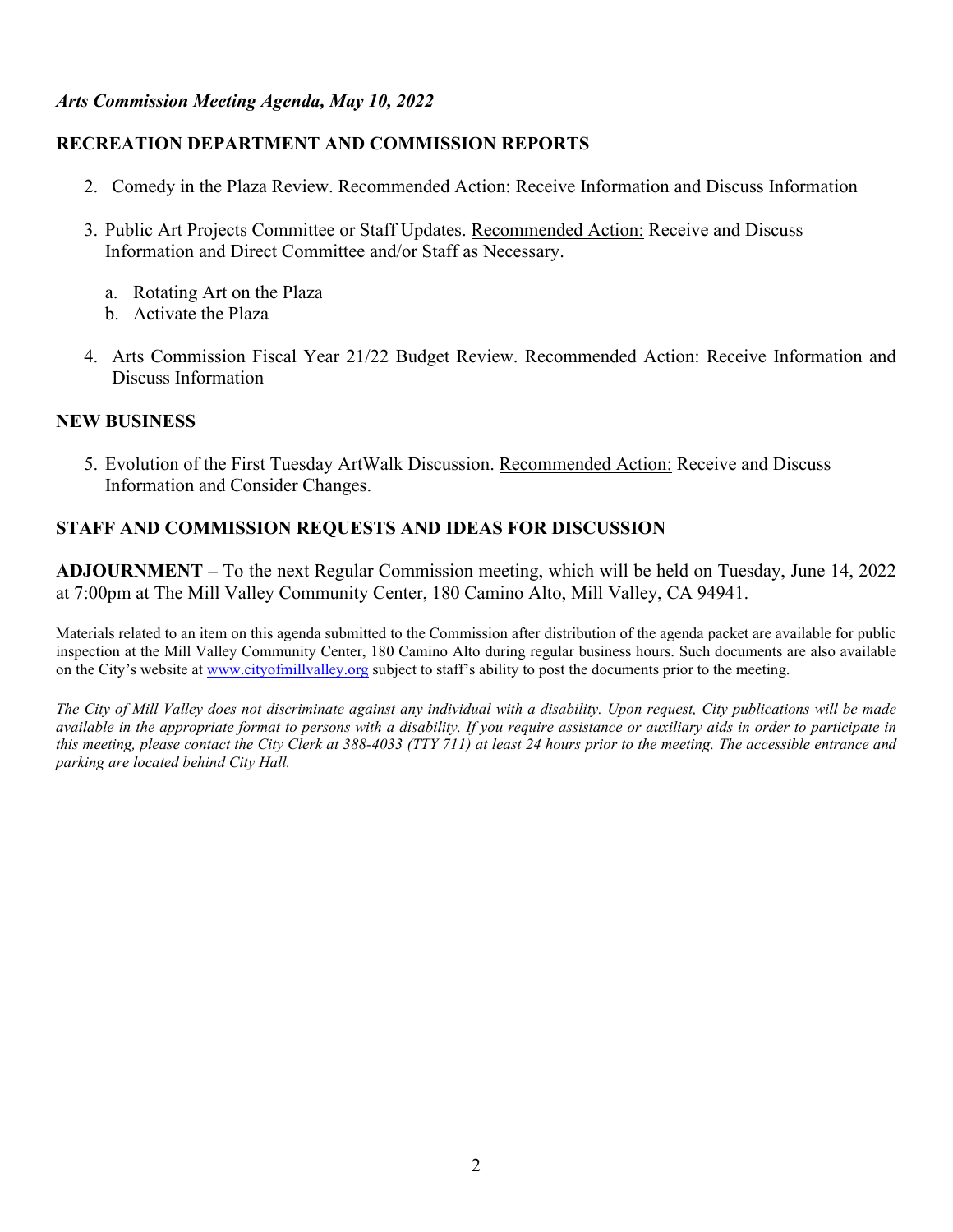*Arts Commission Meeting Agenda, May 10, 2022*

## RECREATION DEPARTMENT AND COMMISSION REPORTS

2. Comedy in the Plaza Review. Recommended Action: Receive Information and Discuss Information

3. Public Art Projects Committee or Staff Updates. Recommended Action: Receive and Discuss Information and Direct Committee and/or Staff as Necessary.

    a. Rotating Art on the Plaza
    b. Activate the Plaza

4. Arts Commission Fiscal Year 21/22 Budget Review. Recommended Action: Receive Information and Discuss Information

## NEW BUSINESS

5. Evolution of the First Tuesday ArtWalk Discussion. Recommended Action: Receive and Discuss Information and Consider Changes.

## STAFF AND COMMISSION REQUESTS AND IDEAS FOR DISCUSSION

**ADJOURNMENT –** To the next Regular Commission meeting, which will be held on Tuesday, June 14, 2022 at 7:00pm at The Mill Valley Community Center, 180 Camino Alto, Mill Valley, CA 94941.

Materials related to an item on this agenda submitted to the Commission after distribution of the agenda packet are available for public inspection at the Mill Valley Community Center, 180 Camino Alto during regular business hours. Such documents are also available on the City's website at www.cityofmillvalley.org subject to staff's ability to post the documents prior to the meeting.

*The City of Mill Valley does not discriminate against any individual with a disability. Upon request, City publications will be made available in the appropriate format to persons with a disability. If you require assistance or auxiliary aids in order to participate in this meeting, please contact the City Clerk at 388-4033 (TTY 711) at least 24 hours prior to the meeting. The accessible entrance and parking are located behind City Hall.*